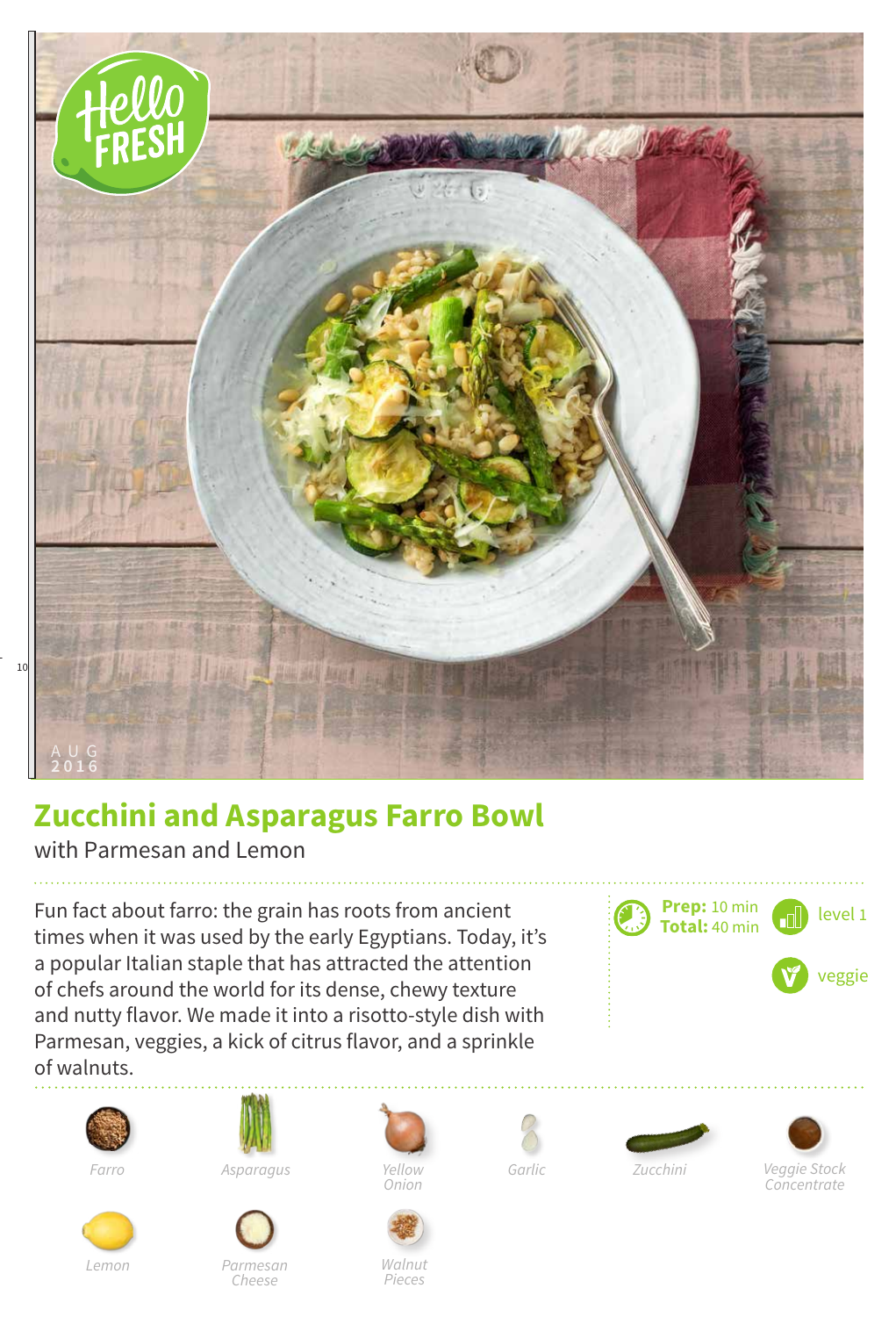AUG
2016

# Zucchini and Asparagus Farro Bowl

with Parmesan and Lemon

Fun fact about farro: the grain has roots from ancient times when it was used by the early Egyptians. Today, it's a popular Italian staple that has attracted the attention of chefs around the world for its dense, chewy texture and nutty flavor. We made it into a risotto-style dish with Parmesan, veggies, a kick of citrus flavor, and a sprinkle of walnuts.

**Prep:** 10 min
**Total:** 40 min

level 1

veggie

*Farro*

*Asparagus*

*Yellow Onion*

*Garlic*

*Zucchini*

*Veggie Stock Concentrate*

*Lemon*

*Parmesan Cheese*

*Walnut Pieces*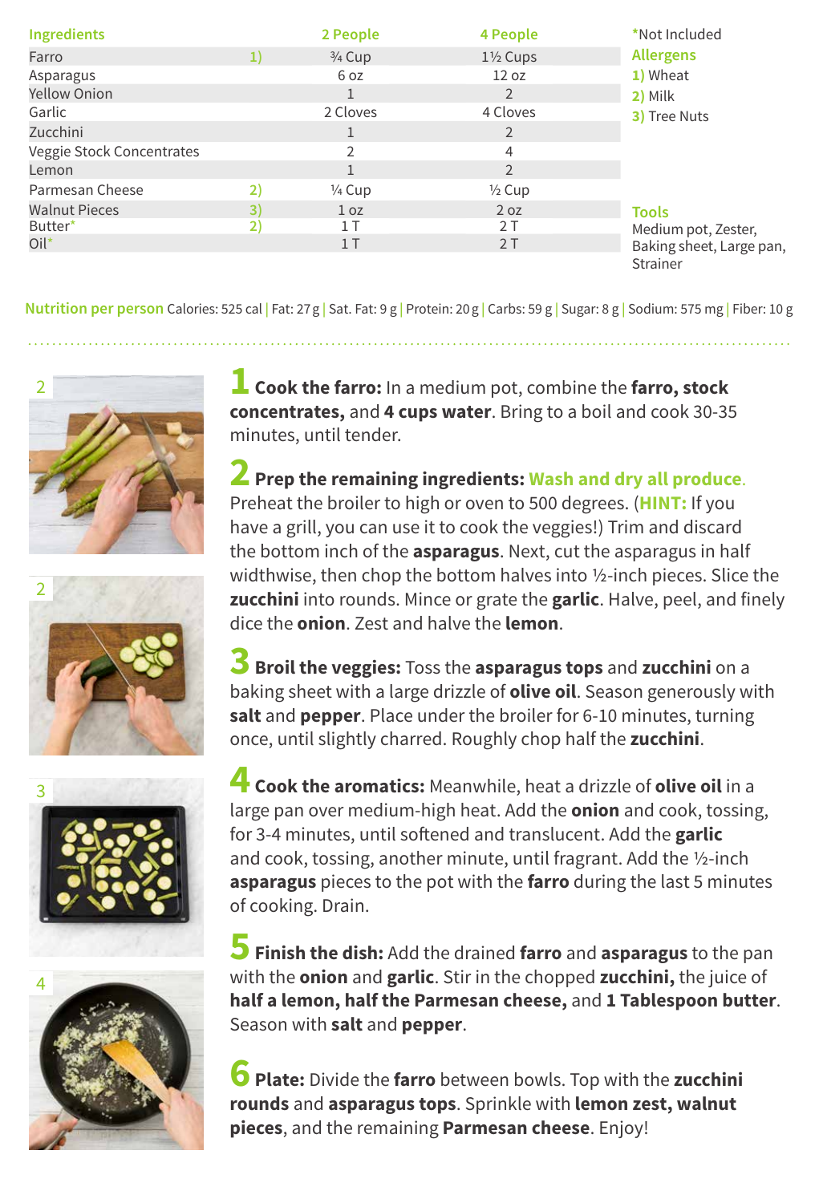| Ingredients | | 2 People | 4 People |
|---|---|---|---|
| Farro | 1) | ¾ Cup | 1½ Cups |
| Asparagus | | 6 oz | 12 oz |
| Yellow Onion | | 1 | 2 |
| Garlic | | 2 Cloves | 4 Cloves |
| Zucchini | | 1 | 2 |
| Veggie Stock Concentrates | | 2 | 4 |
| Lemon | | 1 | 2 |
| Parmesan Cheese | 2) | ¼ Cup | ½ Cup |
| Walnut Pieces | 3) | 1 oz | 2 oz |
| Butter* | 2) | 1 T | 2 T |
| Oil* | | 1 T | 2 T |

*Not Included

**Allergens**
1) Wheat
2) Milk
3) Tree Nuts

**Tools**
Medium pot, Zester, Baking sheet, Large pan, Strainer

**Nutrition per person** Calories: 525 cal | Fat: 27 g | Sat. Fat: 9 g | Protein: 20 g | Carbs: 59 g | Sugar: 8 g | Sodium: 575 mg | Fiber: 10 g

2

2

3

4

**1 Cook the farro:** In a medium pot, combine the **farro, stock concentrates,** and **4 cups water**. Bring to a boil and cook 30-35 minutes, until tender.

**2 Prep the remaining ingredients:** Wash and dry all produce. Preheat the broiler to high or oven to 500 degrees. (**HINT:** If you have a grill, you can use it to cook the veggies!) Trim and discard the bottom inch of the **asparagus**. Next, cut the asparagus in half widthwise, then chop the bottom halves into ½-inch pieces. Slice the **zucchini** into rounds. Mince or grate the **garlic**. Halve, peel, and finely dice the **onion**. Zest and halve the **lemon**.

**3 Broil the veggies:** Toss the **asparagus tops** and **zucchini** on a baking sheet with a large drizzle of **olive oil**. Season generously with **salt** and **pepper**. Place under the broiler for 6-10 minutes, turning once, until slightly charred. Roughly chop half the **zucchini**.

**4 Cook the aromatics:** Meanwhile, heat a drizzle of **olive oil** in a large pan over medium-high heat. Add the **onion** and cook, tossing, for 3-4 minutes, until softened and translucent. Add the **garlic** and cook, tossing, another minute, until fragrant. Add the ½-inch **asparagus** pieces to the pot with the **farro** during the last 5 minutes of cooking. Drain.

**5 Finish the dish:** Add the drained **farro** and **asparagus** to the pan with the **onion** and **garlic**. Stir in the chopped **zucchini,** the juice of **half a lemon, half the Parmesan cheese,** and **1 Tablespoon butter**. Season with **salt** and **pepper**.

**6 Plate:** Divide the **farro** between bowls. Top with the **zucchini rounds** and **asparagus tops**. Sprinkle with **lemon zest, walnut pieces**, and the remaining **Parmesan cheese**. Enjoy!